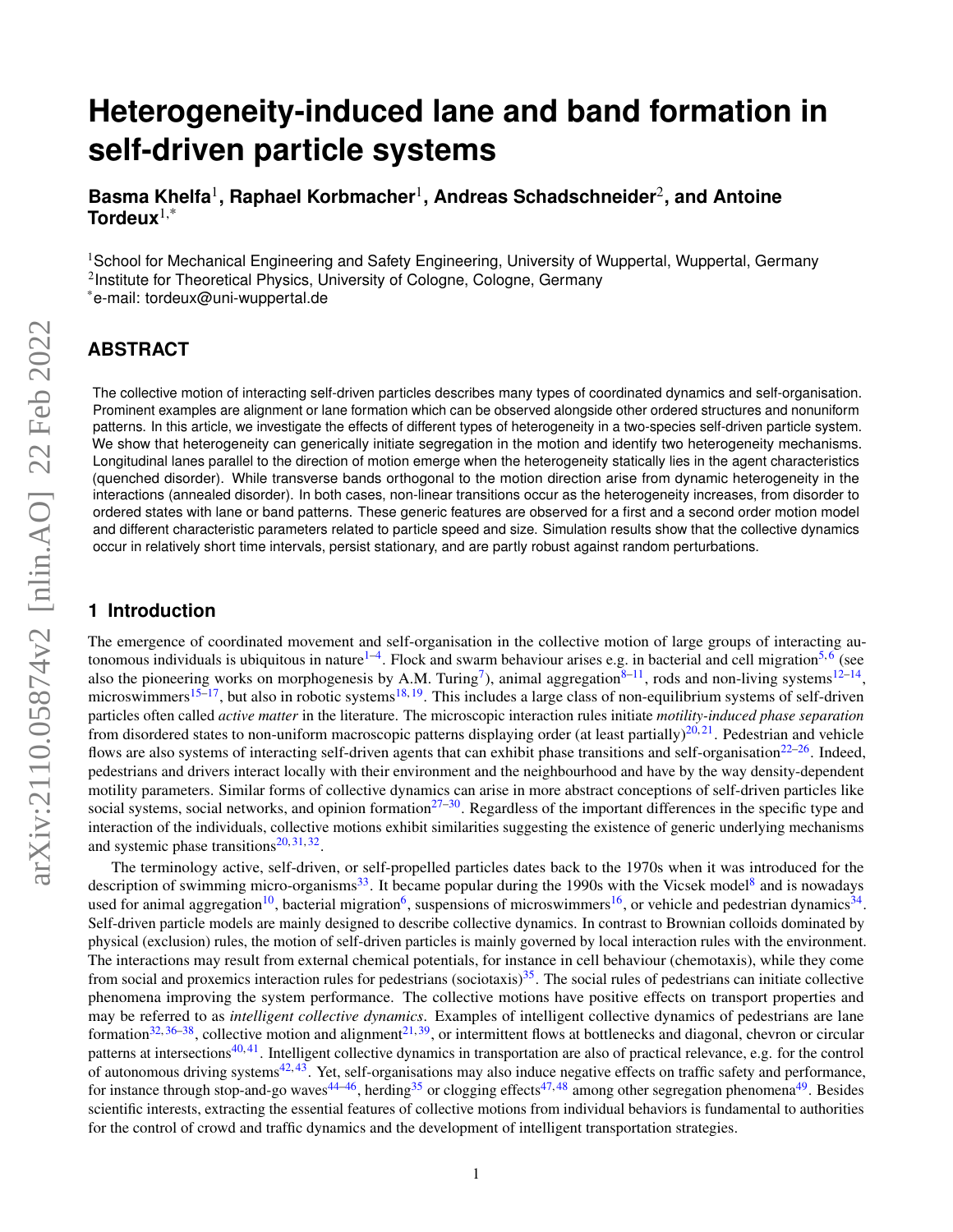# Heterogeneity-induced lane and band formation in self-driven particle systems

**Basma Khelfa**[1], **Raphael Korbmacher**[1], **Andreas Schadschneider**[2], **and Antoine Tordeux**[1,*]

[1]School for Mechanical Engineering and Safety Engineering, University of Wuppertal, Wuppertal, Germany
[2]Institute for Theoretical Physics, University of Cologne, Cologne, Germany
[*]e-mail: tordeux@uni-wuppertal.de

## ABSTRACT

The collective motion of interacting self-driven particles describes many types of coordinated dynamics and self-organisation. Prominent examples are alignment or lane formation which can be observed alongside other ordered structures and nonuniform patterns. In this article, we investigate the effects of different types of heterogeneity in a two-species self-driven particle system. We show that heterogeneity can generically initiate segregation in the motion and identify two heterogeneity mechanisms. Longitudinal lanes parallel to the direction of motion emerge when the heterogeneity statically lies in the agent characteristics (quenched disorder). While transverse bands orthogonal to the motion direction arise from dynamic heterogeneity in the interactions (annealed disorder). In both cases, non-linear transitions occur as the heterogeneity increases, from disorder to ordered states with lane or band patterns. These generic features are observed for a first and a second order motion model and different characteristic parameters related to particle speed and size. Simulation results show that the collective dynamics occur in relatively short time intervals, persist stationary, and are partly robust against random perturbations.

## 1 Introduction

The emergence of coordinated movement and self-organisation in the collective motion of large groups of interacting autonomous individuals is ubiquitous in nature[1–4]. Flock and swarm behaviour arises e.g. in bacterial and cell migration[5,6] (see also the pioneering works on morphogenesis by A.M. Turing[7]), animal aggregation[8–11], rods and non-living systems[12–14], microswimmers[15–17], but also in robotic systems[18,19]. This includes a large class of non-equilibrium systems of self-driven particles often called *active matter* in the literature. The microscopic interaction rules initiate *motility-induced phase separation* from disordered states to non-uniform macroscopic patterns displaying order (at least partially)[20,21]. Pedestrian and vehicle flows are also systems of interacting self-driven agents that can exhibit phase transitions and self-organisation[22–26]. Indeed, pedestrians and drivers interact locally with their environment and the neighbourhood and have by the way density-dependent motility parameters. Similar forms of collective dynamics can arise in more abstract conceptions of self-driven particles like social systems, social networks, and opinion formation[27–30]. Regardless of the important differences in the specific type and interaction of the individuals, collective motions exhibit similarities suggesting the existence of generic underlying mechanisms and systemic phase transitions[20,31,32].

The terminology active, self-driven, or self-propelled particles dates back to the 1970s when it was introduced for the description of swimming micro-organisms[33]. It became popular during the 1990s with the Vicsek model[8] and is nowadays used for animal aggregation[10], bacterial migration[6], suspensions of microswimmers[16], or vehicle and pedestrian dynamics[34]. Self-driven particle models are mainly designed to describe collective dynamics. In contrast to Brownian colloids dominated by physical (exclusion) rules, the motion of self-driven particles is mainly governed by local interaction rules with the environment. The interactions may result from external chemical potentials, for instance in cell behaviour (chemotaxis), while they come from social and proxemics interaction rules for pedestrians (sociotaxis)[35]. The social rules of pedestrians can initiate collective phenomena improving the system performance. The collective motions have positive effects on transport properties and may be referred to as *intelligent collective dynamics*. Examples of intelligent collective dynamics of pedestrians are lane formation[32,36–38], collective motion and alignment[21,39], or intermittent flows at bottlenecks and diagonal, chevron or circular patterns at intersections[40,41]. Intelligent collective dynamics in transportation are also of practical relevance, e.g. for the control of autonomous driving systems[42,43]. Yet, self-organisations may also induce negative effects on traffic safety and performance, for instance through stop-and-go waves[44–46], herding[35] or clogging effects[47,48] among other segregation phenomena[49]. Besides scientific interests, extracting the essential features of collective motions from individual behaviors is fundamental to authorities for the control of crowd and traffic dynamics and the development of intelligent transportation strategies.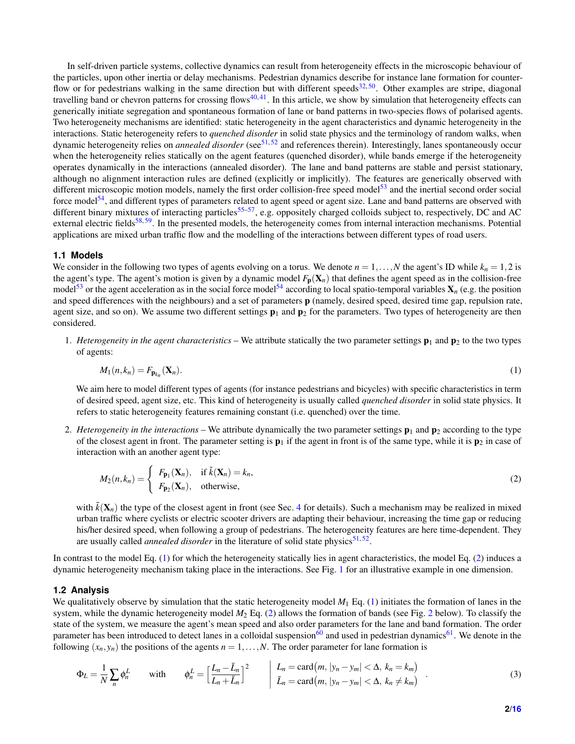In self-driven particle systems, collective dynamics can result from heterogeneity effects in the microscopic behaviour of the particles, upon other inertia or delay mechanisms. Pedestrian dynamics describe for instance lane formation for counter-flow or for pedestrians walking in the same direction but with different speeds[32,50]. Other examples are stripe, diagonal travelling band or chevron patterns for crossing flows[40,41]. In this article, we show by simulation that heterogeneity effects can generically initiate segregation and spontaneous formation of lane or band patterns in two-species flows of polarised agents. Two heterogeneity mechanisms are identified: static heterogeneity in the agent characteristics and dynamic heterogeneity in the interactions. Static heterogeneity refers to *quenched disorder* in solid state physics and the terminology of random walks, when dynamic heterogeneity relies on *annealed disorder* (see[51,52] and references therein). Interestingly, lanes spontaneously occur when the heterogeneity relies statically on the agent features (quenched disorder), while bands emerge if the heterogeneity operates dynamically in the interactions (annealed disorder). The lane and band patterns are stable and persist stationary, although no alignment interaction rules are defined (explicitly or implicitly). The features are generically observed with different microscopic motion models, namely the first order collision-free speed model[53] and the inertial second order social force model[54], and different types of parameters related to agent speed or agent size. Lane and band patterns are observed with different binary mixtures of interacting particles[55–57], e.g. oppositely charged colloids subject to, respectively, DC and AC external electric fields[58,59]. In the presented models, the heterogeneity comes from internal interaction mechanisms. Potential applications are mixed urban traffic flow and the modelling of the interactions between different types of road users.

### 1.1 Models

We consider in the following two types of agents evolving on a torus. We denote $n = 1,\dots,N$ the agent's ID while $k_n = 1,2$ is the agent's type. The agent's motion is given by a dynamic model $F_{\mathbf{p}}(\mathbf{X}_n)$ that defines the agent speed as in the collision-free model[53] or the agent acceleration as in the social force model[54] according to local spatio-temporal variables $\mathbf{X}_n$ (e.g. the position and speed differences with the neighbours) and a set of parameters $\mathbf{p}$ (namely, desired speed, desired time gap, repulsion rate, agent size, and so on). We assume two different settings $\mathbf{p}_1$ and $\mathbf{p}_2$ for the parameters. Two types of heterogeneity are then considered.

1. *Heterogeneity in the agent characteristics* – We attribute statically the two parameter settings $\mathbf{p}_1$ and $\mathbf{p}_2$ to the two types of agents:

$$M_1(n,k_n) = F_{\mathbf{p}_{k_n}}(\mathbf{X}_n). \tag{1}$$

   We aim here to model different types of agents (for instance pedestrians and bicycles) with specific characteristics in term of desired speed, agent size, etc. This kind of heterogeneity is usually called *quenched disorder* in solid state physics. It refers to static heterogeneity features remaining constant (i.e. quenched) over the time.

2. *Heterogeneity in the interactions* – We attribute dynamically the two parameter settings $\mathbf{p}_1$ and $\mathbf{p}_2$ according to the type of the closest agent in front. The parameter setting is $\mathbf{p}_1$ if the agent in front is of the same type, while it is $\mathbf{p}_2$ in case of interaction with an another agent type:

$$M_2(n,k_n) = \begin{cases} F_{\mathbf{p}_1}(\mathbf{X}_n), & \text{if } \tilde{k}(\mathbf{X}_n) = k_n, \\ F_{\mathbf{p}_2}(\mathbf{X}_n), & \text{otherwise,} \end{cases} \tag{2}$$

   with $\tilde{k}(\mathbf{X}_n)$ the type of the closest agent in front (see Sec. 4 for details). Such a mechanism may be realized in mixed urban traffic where cyclists or electric scooter drivers are adapting their behaviour, increasing the time gap or reducing his/her desired speed, when following a group of pedestrians. The heterogeneity features are here time-dependent. They are usually called *annealed disorder* in the literature of solid state physics[51,52].

In contrast to the model Eq. (1) for which the heterogeneity statically lies in agent characteristics, the model Eq. (2) induces a dynamic heterogeneity mechanism taking place in the interactions. See Fig. 1 for an illustrative example in one dimension.

### 1.2 Analysis

We qualitatively observe by simulation that the static heterogeneity model $M_1$ Eq. (1) initiates the formation of lanes in the system, while the dynamic heterogeneity model $M_2$ Eq. (2) allows the formation of bands (see Fig. 2 below). To classify the state of the system, we measure the agent's mean speed and also order parameters for the lane and band formation. The order parameter has been introduced to detect lanes in a colloidal suspension[60] and used in pedestrian dynamics[61]. We denote in the following $(x_n, y_n)$ the positions of the agents $n = 1,\dots,N$. The order parameter for lane formation is

$$\Phi_L = \frac{1}{N}\sum_n \phi_n^L \qquad \text{with} \qquad \phi_n^L = \left[\frac{L_n - \bar{L}_n}{L_n + \bar{L}_n}\right]^2 \qquad \left|\ \begin{aligned} L_n &= \operatorname{card}\big(m,\ |y_n - y_m| < \Delta,\ k_n = k_m\big) \\ \bar{L}_n &= \operatorname{card}\big(m,\ |y_n - y_m| < \Delta,\ k_n \neq k_m\big) \end{aligned}\right. . \tag{3}$$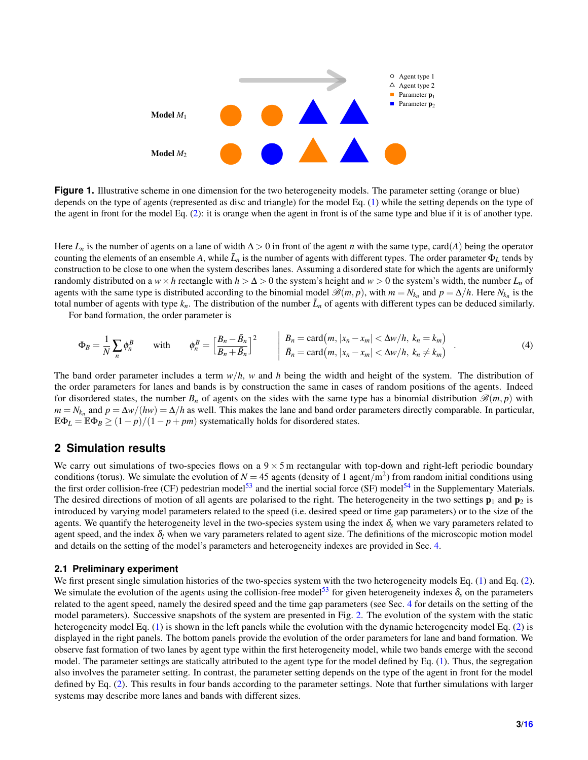Figure 1. Illustrative scheme in one dimension for the two heterogeneity models. The parameter setting (orange or blue) depends on the type of agents (represented as disc and triangle) for the model Eq. (1) while the setting depends on the type of the agent in front for the model Eq. (2): it is orange when the agent in front is of the same type and blue if it is of another type.

Here $L_n$ is the number of agents on a lane of width $\Delta > 0$ in front of the agent $n$ with the same type, card$(A)$ being the operator counting the elements of an ensemble $A$, while $\bar{L}_n$ is the number of agents with different types. The order parameter $\Phi_L$ tends by construction to be close to one when the system describes lanes. Assuming a disordered state for which the agents are uniformly randomly distributed on a $w \times h$ rectangle with $h > \Delta > 0$ the system's height and $w > 0$ the system's width, the number $L_n$ of agents with the same type is distributed according to the binomial model $\mathscr{B}(m, p)$, with $m = N_{k_n}$ and $p = \Delta/h$. Here $N_{k_n}$ is the total number of agents with type $k_n$. The distribution of the number $\bar{L}_n$ of agents with different types can be deduced similarly.

For band formation, the order parameter is

$$\Phi_B = \frac{1}{N}\sum_n \phi_n^B \qquad \text{with} \qquad \phi_n^B = \left[\frac{B_n - \bar{B}_n}{B_n + \bar{B}_n}\right]^2 \qquad \left|\begin{array}{l} B_n = \text{card}\big(m,\ |x_n - x_m| < \Delta w/h,\ k_n = k_m\big) \\ \bar{B}_n = \text{card}\big(m,\ |x_n - x_m| < \Delta w/h,\ k_n \neq k_m\big) \end{array}\right. . \tag{4}$$

The band order parameter includes a term $w/h$, $w$ and $h$ being the width and height of the system. The distribution of the order parameters for lanes and bands is by construction the same in cases of random positions of the agents. Indeed for disordered states, the number $B_n$ of agents on the sides with the same type has a binomial distribution $\mathscr{B}(m, p)$ with $m = N_{k_n}$ and $p = \Delta w/(hw) = \Delta/h$ as well. This makes the lane and band order parameters directly comparable. In particular, $\mathbb{E}\Phi_L = \mathbb{E}\Phi_B \geq (1-p)/(1-p+pm)$ systematically holds for disordered states.

## 2 Simulation results

We carry out simulations of two-species flows on a $9 \times 5$ m rectangular with top-down and right-left periodic boundary conditions (torus). We simulate the evolution of $N = 45$ agents (density of 1 agent/m$^2$) from random initial conditions using the first order collision-free (CF) pedestrian model[53] and the inertial social force (SF) model[54] in the Supplementary Materials. The desired directions of motion of all agents are polarised to the right. The heterogeneity in the two settings $\mathbf{p}_1$ and $\mathbf{p}_2$ is introduced by varying model parameters related to the speed (i.e. desired speed or time gap parameters) or to the size of the agents. We quantify the heterogeneity level in the two-species system using the index $\delta_s$ when we vary parameters related to agent speed, and the index $\delta_l$ when we vary parameters related to agent size. The definitions of the microscopic motion model and details on the setting of the model's parameters and heterogeneity indexes are provided in Sec. 4.

### 2.1 Preliminary experiment

We first present single simulation histories of the two-species system with the two heterogeneity models Eq. (1) and Eq. (2). We simulate the evolution of the agents using the collision-free model[53] for given heterogeneity indexes $\delta_s$ on the parameters related to the agent speed, namely the desired speed and the time gap parameters (see Sec. 4 for details on the setting of the model parameters). Successive snapshots of the system are presented in Fig. 2. The evolution of the system with the static heterogeneity model Eq. (1) is shown in the left panels while the evolution with the dynamic heterogeneity model Eq. (2) is displayed in the right panels. The bottom panels provide the evolution of the order parameters for lane and band formation. We observe fast formation of two lanes by agent type within the first heterogeneity model, while two bands emerge with the second model. The parameter settings are statically attributed to the agent type for the model defined by Eq. (1). Thus, the segregation also involves the parameter setting. In contrast, the parameter setting depends on the type of the agent in front for the model defined by Eq. (2). This results in four bands according to the parameter settings. Note that further simulations with larger systems may describe more lanes and bands with different sizes.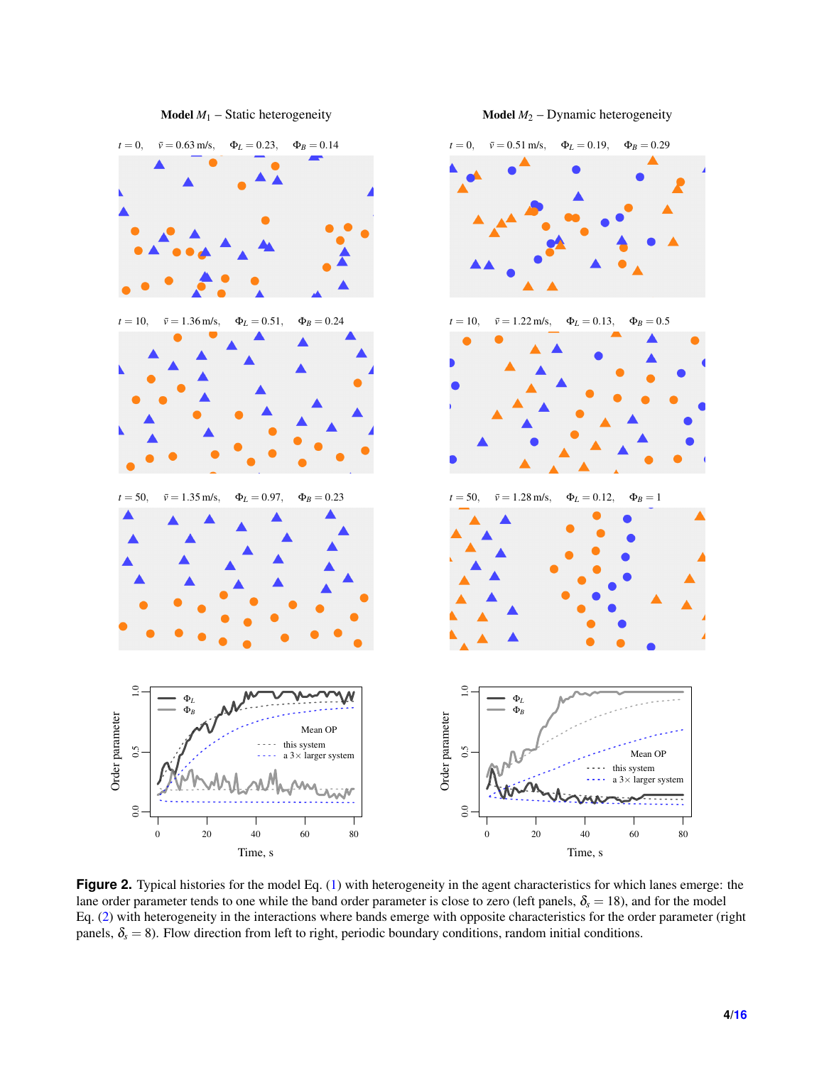**Model $M_1$ – Static heterogeneity**

**Model $M_2$ – Dynamic heterogeneity**

$t = 0$, $\bar{v} = 0.63$ m/s, $\Phi_L = 0.23$, $\Phi_B = 0.14$

$t = 0$, $\bar{v} = 0.51$ m/s, $\Phi_L = 0.19$, $\Phi_B = 0.29$

$t = 10$, $\bar{v} = 1.36$ m/s, $\Phi_L = 0.51$, $\Phi_B = 0.24$

$t = 10$, $\bar{v} = 1.22$ m/s, $\Phi_L = 0.13$, $\Phi_B = 0.5$

$t = 50$, $\bar{v} = 1.35$ m/s, $\Phi_L = 0.97$, $\Phi_B = 0.23$

$t = 50$, $\bar{v} = 1.28$ m/s, $\Phi_L = 0.12$, $\Phi_B = 1$

**Figure 2.** Typical histories for the model Eq. (1) with heterogeneity in the agent characteristics for which lanes emerge: the lane order parameter tends to one while the band order parameter is close to zero (left panels, $\delta_s = 18$), and for the model Eq. (2) with heterogeneity in the interactions where bands emerge with opposite characteristics for the order parameter (right panels, $\delta_s = 8$). Flow direction from left to right, periodic boundary conditions, random initial conditions.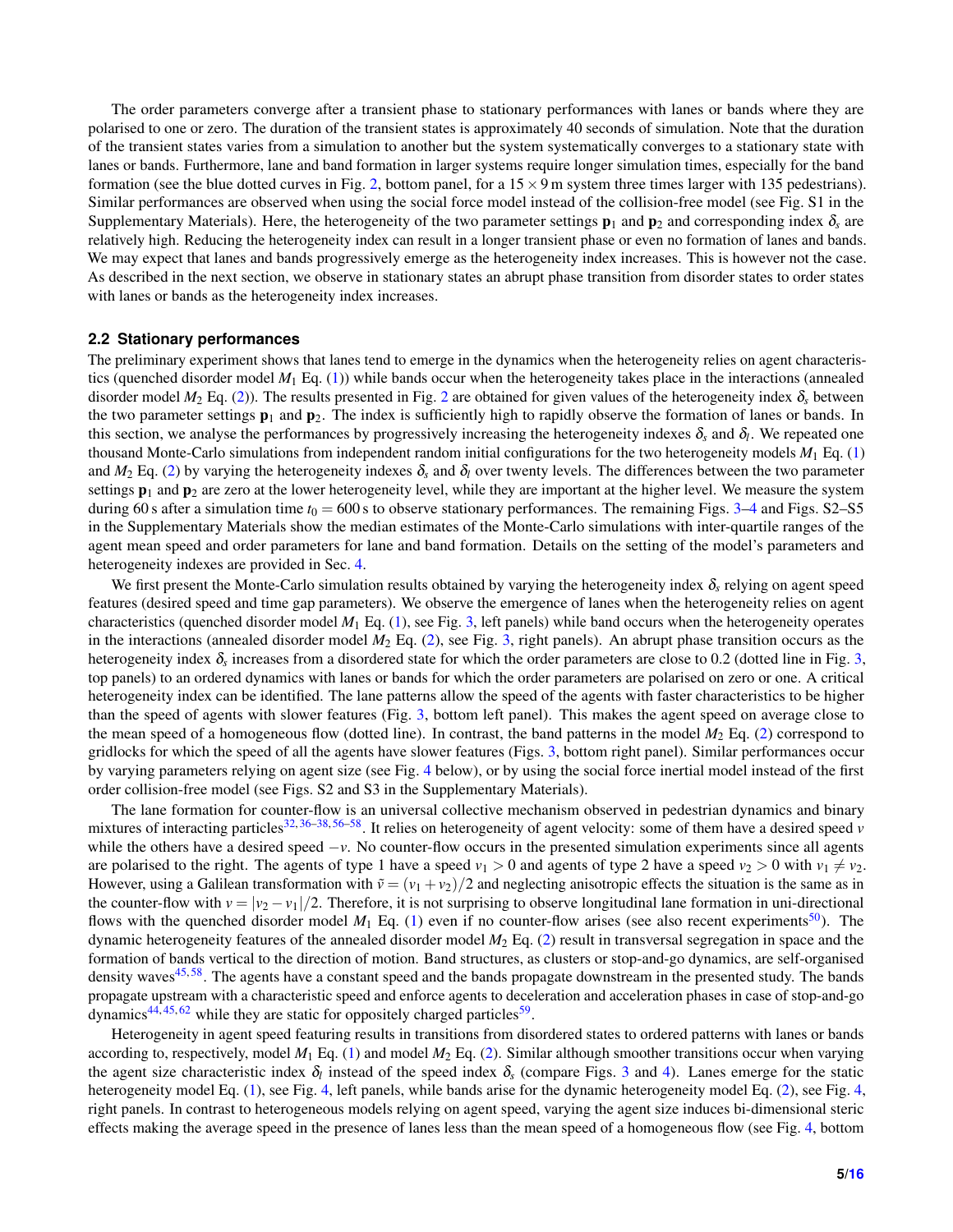The order parameters converge after a transient phase to stationary performances with lanes or bands where they are polarised to one or zero. The duration of the transient states is approximately 40 seconds of simulation. Note that the duration of the transient states varies from a simulation to another but the system systematically converges to a stationary state with lanes or bands. Furthermore, lane and band formation in larger systems require longer simulation times, especially for the band formation (see the blue dotted curves in Fig. 2, bottom panel, for a $15 \times 9$ m system three times larger with 135 pedestrians). Similar performances are observed when using the social force model instead of the collision-free model (see Fig. S1 in the Supplementary Materials). Here, the heterogeneity of the two parameter settings $\mathbf{p}_1$ and $\mathbf{p}_2$ and corresponding index $\delta_s$ are relatively high. Reducing the heterogeneity index can result in a longer transient phase or even no formation of lanes and bands. We may expect that lanes and bands progressively emerge as the heterogeneity index increases. This is however not the case. As described in the next section, we observe in stationary states an abrupt phase transition from disorder states to order states with lanes or bands as the heterogeneity index increases.

### 2.2 Stationary performances

The preliminary experiment shows that lanes tend to emerge in the dynamics when the heterogeneity relies on agent characteristics (quenched disorder model $M_1$ Eq. (1)) while bands occur when the heterogeneity takes place in the interactions (annealed disorder model $M_2$ Eq. (2)). The results presented in Fig. 2 are obtained for given values of the heterogeneity index $\delta_s$ between the two parameter settings $\mathbf{p}_1$ and $\mathbf{p}_2$. The index is sufficiently high to rapidly observe the formation of lanes or bands. In this section, we analyse the performances by progressively increasing the heterogeneity indexes $\delta_s$ and $\delta_l$. We repeated one thousand Monte-Carlo simulations from independent random initial configurations for the two heterogeneity models $M_1$ Eq. (1) and $M_2$ Eq. (2) by varying the heterogeneity indexes $\delta_s$ and $\delta_l$ over twenty levels. The differences between the two parameter settings $\mathbf{p}_1$ and $\mathbf{p}_2$ are zero at the lower heterogeneity level, while they are important at the higher level. We measure the system during 60 s after a simulation time $t_0 = 600$ s to observe stationary performances. The remaining Figs. 3–4 and Figs. S2–S5 in the Supplementary Materials show the median estimates of the Monte-Carlo simulations with inter-quartile ranges of the agent mean speed and order parameters for lane and band formation. Details on the setting of the model's parameters and heterogeneity indexes are provided in Sec. 4.

We first present the Monte-Carlo simulation results obtained by varying the heterogeneity index $\delta_s$ relying on agent speed features (desired speed and time gap parameters). We observe the emergence of lanes when the heterogeneity relies on agent characteristics (quenched disorder model $M_1$ Eq. (1), see Fig. 3, left panels) while band occurs when the heterogeneity operates in the interactions (annealed disorder model $M_2$ Eq. (2), see Fig. 3, right panels). An abrupt phase transition occurs as the heterogeneity index $\delta_s$ increases from a disordered state for which the order parameters are close to 0.2 (dotted line in Fig. 3, top panels) to an ordered dynamics with lanes or bands for which the order parameters are polarised on zero or one. A critical heterogeneity index can be identified. The lane patterns allow the speed of the agents with faster characteristics to be higher than the speed of agents with slower features (Fig. 3, bottom left panel). This makes the agent speed on average close to the mean speed of a homogeneous flow (dotted line). In contrast, the band patterns in the model $M_2$ Eq. (2) correspond to gridlocks for which the speed of all the agents have slower features (Figs. 3, bottom right panel). Similar performances occur by varying parameters relying on agent size (see Fig. 4 below), or by using the social force inertial model instead of the first order collision-free model (see Figs. S2 and S3 in the Supplementary Materials).

The lane formation for counter-flow is an universal collective mechanism observed in pedestrian dynamics and binary mixtures of interacting particles[32,36–38,56–58]. It relies on heterogeneity of agent velocity: some of them have a desired speed $v$ while the others have a desired speed $-v$. No counter-flow occurs in the presented simulation experiments since all agents are polarised to the right. The agents of type 1 have a speed $v_1 > 0$ and agents of type 2 have a speed $v_2 > 0$ with $v_1 \neq v_2$. However, using a Galilean transformation with $\tilde{v} = (v_1 + v_2)/2$ and neglecting anisotropic effects the situation is the same as in the counter-flow with $v = |v_2 - v_1|/2$. Therefore, it is not surprising to observe longitudinal lane formation in uni-directional flows with the quenched disorder model $M_1$ Eq. (1) even if no counter-flow arises (see also recent experiments[50]). The dynamic heterogeneity features of the annealed disorder model $M_2$ Eq. (2) result in transversal segregation in space and the formation of bands vertical to the direction of motion. Band structures, as clusters or stop-and-go dynamics, are self-organised density waves[45,58]. The agents have a constant speed and the bands propagate downstream in the presented study. The bands propagate upstream with a characteristic speed and enforce agents to deceleration and acceleration phases in case of stop-and-go dynamics[44,45,62] while they are static for oppositely charged particles[59].

Heterogeneity in agent speed featuring results in transitions from disordered states to ordered patterns with lanes or bands according to, respectively, model $M_1$ Eq. (1) and model $M_2$ Eq. (2). Similar although smoother transitions occur when varying the agent size characteristic index $\delta_l$ instead of the speed index $\delta_s$ (compare Figs. 3 and 4). Lanes emerge for the static heterogeneity model Eq. (1), see Fig. 4, left panels, while bands arise for the dynamic heterogeneity model Eq. (2), see Fig. 4, right panels. In contrast to heterogeneous models relying on agent speed, varying the agent size induces bi-dimensional steric effects making the average speed in the presence of lanes less than the mean speed of a homogeneous flow (see Fig. 4, bottom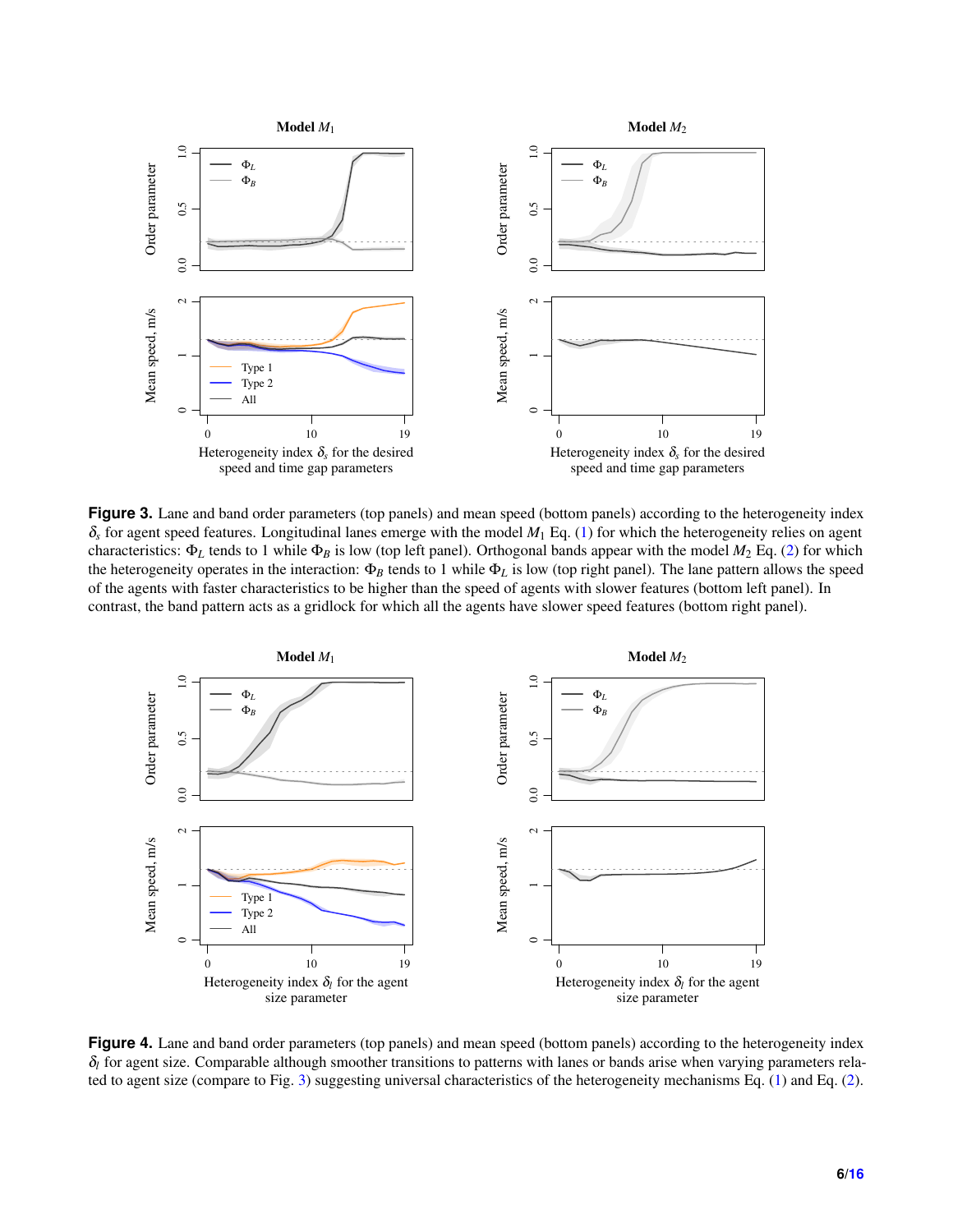**Figure 3.** Lane and band order parameters (top panels) and mean speed (bottom panels) according to the heterogeneity index $\delta_s$ for agent speed features. Longitudinal lanes emerge with the model $M_1$ Eq. (1) for which the heterogeneity relies on agent characteristics: $\Phi_L$ tends to 1 while $\Phi_B$ is low (top left panel). Orthogonal bands appear with the model $M_2$ Eq. (2) for which the heterogeneity operates in the interaction: $\Phi_B$ tends to 1 while $\Phi_L$ is low (top right panel). The lane pattern allows the speed of the agents with faster characteristics to be higher than the speed of agents with slower features (bottom left panel). In contrast, the band pattern acts as a gridlock for which all the agents have slower speed features (bottom right panel).

**Figure 4.** Lane and band order parameters (top panels) and mean speed (bottom panels) according to the heterogeneity index $\delta_l$ for agent size. Comparable although smoother transitions to patterns with lanes or bands arise when varying parameters related to agent size (compare to Fig. 3) suggesting universal characteristics of the heterogeneity mechanisms Eq. (1) and Eq. (2).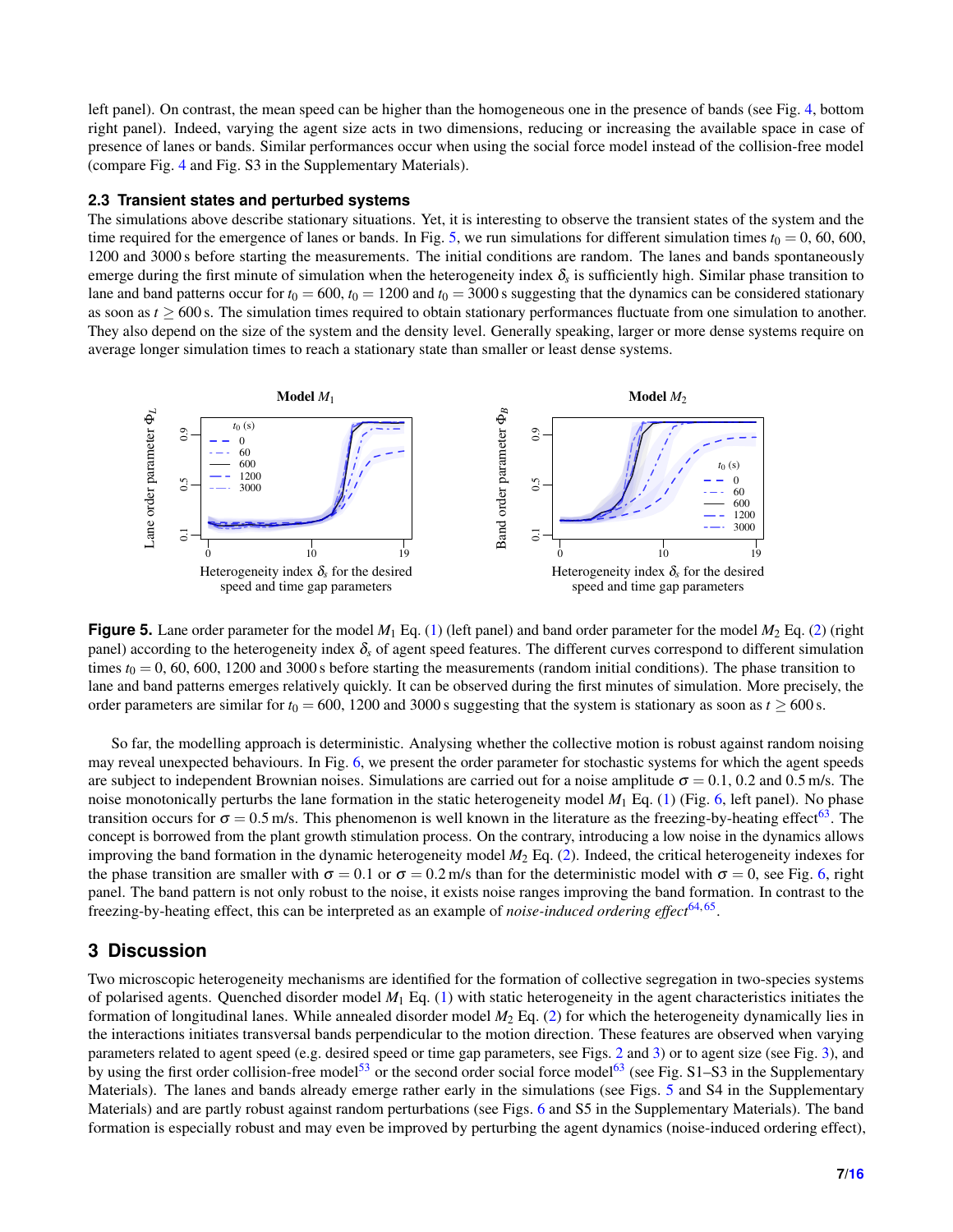left panel). On contrast, the mean speed can be higher than the homogeneous one in the presence of bands (see Fig. 4, bottom right panel). Indeed, varying the agent size acts in two dimensions, reducing or increasing the available space in case of presence of lanes or bands. Similar performances occur when using the social force model instead of the collision-free model (compare Fig. 4 and Fig. S3 in the Supplementary Materials).

### 2.3 Transient states and perturbed systems

The simulations above describe stationary situations. Yet, it is interesting to observe the transient states of the system and the time required for the emergence of lanes or bands. In Fig. 5, we run simulations for different simulation times $t_0 = 0$, 60, 600, 1200 and 3000 s before starting the measurements. The initial conditions are random. The lanes and bands spontaneously emerge during the first minute of simulation when the heterogeneity index $\delta_s$ is sufficiently high. Similar phase transition to lane and band patterns occur for $t_0 = 600$, $t_0 = 1200$ and $t_0 = 3000$ s suggesting that the dynamics can be considered stationary as soon as $t \geq 600$ s. The simulation times required to obtain stationary performances fluctuate from one simulation to another. They also depend on the size of the system and the density level. Generally speaking, larger or more dense systems require on average longer simulation times to reach a stationary state than smaller or least dense systems.

**Figure 5.** Lane order parameter for the model $M_1$ Eq. (1) (left panel) and band order parameter for the model $M_2$ Eq. (2) (right panel) according to the heterogeneity index $\delta_s$ of agent speed features. The different curves correspond to different simulation times $t_0 = 0$, 60, 600, 1200 and 3000 s before starting the measurements (random initial conditions). The phase transition to lane and band patterns emerges relatively quickly. It can be observed during the first minutes of simulation. More precisely, the order parameters are similar for $t_0 = 600$, 1200 and 3000 s suggesting that the system is stationary as soon as $t \geq 600$ s.

So far, the modelling approach is deterministic. Analysing whether the collective motion is robust against random noising may reveal unexpected behaviours. In Fig. 6, we present the order parameter for stochastic systems for which the agent speeds are subject to independent Brownian noises. Simulations are carried out for a noise amplitude $\sigma = 0.1$, 0.2 and 0.5 m/s. The noise monotonically perturbs the lane formation in the static heterogeneity model $M_1$ Eq. (1) (Fig. 6, left panel). No phase transition occurs for $\sigma = 0.5$ m/s. This phenomenon is well known in the literature as the freezing-by-heating effect[63]. The concept is borrowed from the plant growth stimulation process. On the contrary, introducing a low noise in the dynamics allows improving the band formation in the dynamic heterogeneity model $M_2$ Eq. (2). Indeed, the critical heterogeneity indexes for the phase transition are smaller with $\sigma = 0.1$ or $\sigma = 0.2$ m/s than for the deterministic model with $\sigma = 0$, see Fig. 6, right panel. The band pattern is not only robust to the noise, it exists noise ranges improving the band formation. In contrast to the freezing-by-heating effect, this can be interpreted as an example of *noise-induced ordering effect*[64,65].

## 3 Discussion

Two microscopic heterogeneity mechanisms are identified for the formation of collective segregation in two-species systems of polarised agents. Quenched disorder model $M_1$ Eq. (1) with static heterogeneity in the agent characteristics initiates the formation of longitudinal lanes. While annealed disorder model $M_2$ Eq. (2) for which the heterogeneity dynamically lies in the interactions initiates transversal bands perpendicular to the motion direction. These features are observed when varying parameters related to agent speed (e.g. desired speed or time gap parameters, see Figs. 2 and 3) or to agent size (see Fig. 3), and by using the first order collision-free model[53] or the second order social force model[63] (see Fig. S1–S3 in the Supplementary Materials). The lanes and bands already emerge rather early in the simulations (see Figs. 5 and S4 in the Supplementary Materials) and are partly robust against random perturbations (see Figs. 6 and S5 in the Supplementary Materials). The band formation is especially robust and may even be improved by perturbing the agent dynamics (noise-induced ordering effect),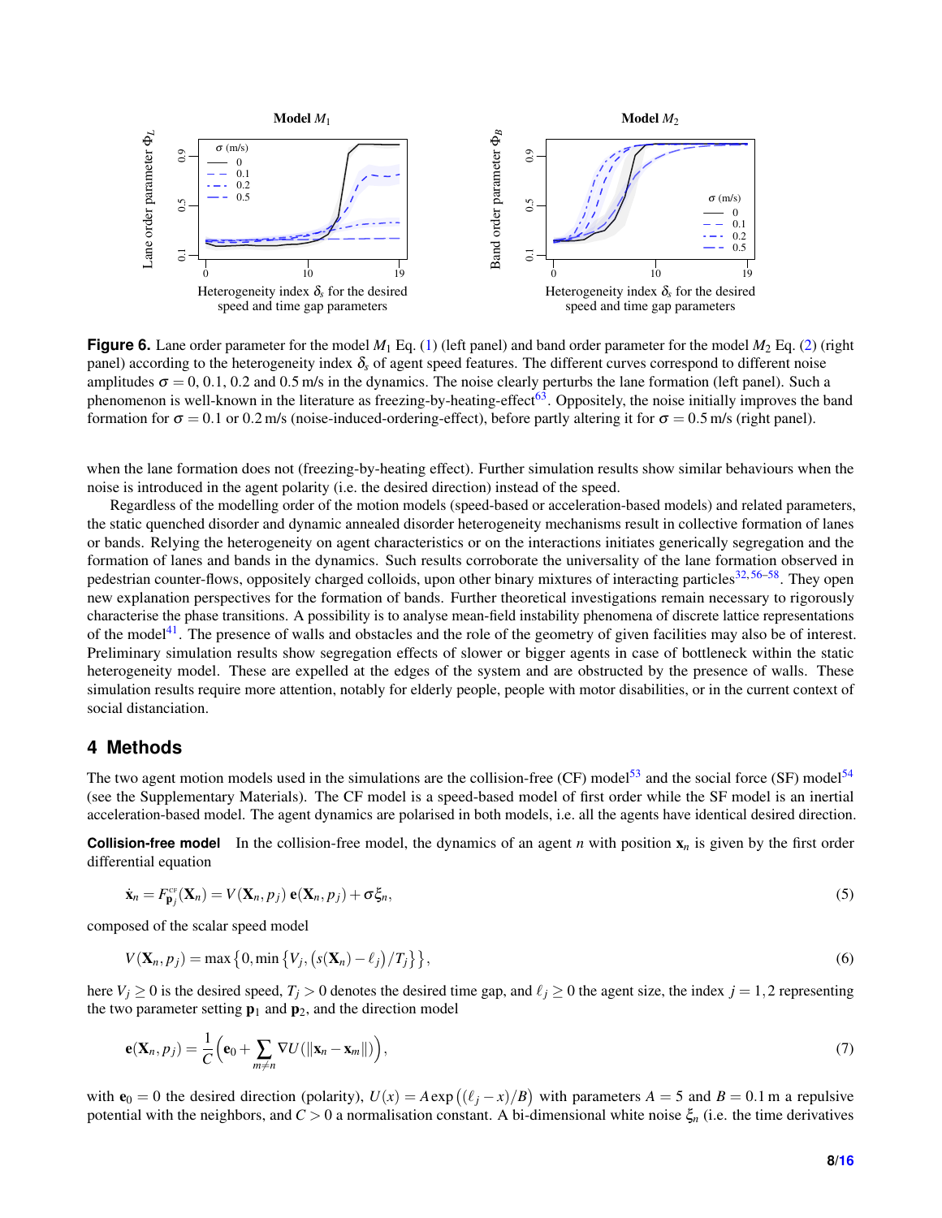**Figure 6.** Lane order parameter for the model $M_1$ Eq. (1) (left panel) and band order parameter for the model $M_2$ Eq. (2) (right panel) according to the heterogeneity index $\delta_s$ of agent speed features. The different curves correspond to different noise amplitudes $\sigma = 0$, 0.1, 0.2 and 0.5 m/s in the dynamics. The noise clearly perturbs the lane formation (left panel). Such a phenomenon is well-known in the literature as freezing-by-heating-effect[63]. Oppositely, the noise initially improves the band formation for $\sigma = 0.1$ or 0.2 m/s (noise-induced-ordering-effect), before partly altering it for $\sigma = 0.5$ m/s (right panel).

when the lane formation does not (freezing-by-heating effect). Further simulation results show similar behaviours when the noise is introduced in the agent polarity (i.e. the desired direction) instead of the speed.

Regardless of the modelling order of the motion models (speed-based or acceleration-based models) and related parameters, the static quenched disorder and dynamic annealed disorder heterogeneity mechanisms result in collective formation of lanes or bands. Relying the heterogeneity on agent characteristics or on the interactions initiates generically segregation and the formation of lanes and bands in the dynamics. Such results corroborate the universality of the lane formation observed in pedestrian counter-flows, oppositely charged colloids, upon other binary mixtures of interacting particles[32,56–58]. They open new explanation perspectives for the formation of bands. Further theoretical investigations remain necessary to rigorously characterise the phase transitions. A possibility is to analyse mean-field instability phenomena of discrete lattice representations of the model[41]. The presence of walls and obstacles and the role of the geometry of given facilities may also be of interest. Preliminary simulation results show segregation effects of slower or bigger agents in case of bottleneck within the static heterogeneity model. These are expelled at the edges of the system and are obstructed by the presence of walls. These simulation results require more attention, notably for elderly people, people with motor disabilities, or in the current context of social distanciation.

## 4 Methods

The two agent motion models used in the simulations are the collision-free (CF) model[53] and the social force (SF) model[54] (see the Supplementary Materials). The CF model is a speed-based model of first order while the SF model is an inertial acceleration-based model. The agent dynamics are polarised in both models, i.e. all the agents have identical desired direction.

**Collision-free model** In the collision-free model, the dynamics of an agent $n$ with position $\mathbf{x}_n$ is given by the first order differential equation

$$\dot{\mathbf{x}}_n = F^{\text{CF}}_{\mathbf{p}_j}(\mathbf{X}_n) = V(\mathbf{X}_n, p_j)\,\mathbf{e}(\mathbf{X}_n, p_j) + \sigma\xi_n, \tag{5}$$

composed of the scalar speed model

$$V(\mathbf{X}_n, p_j) = \max\left\{0, \min\left\{V_j, \big(s(\mathbf{X}_n) - \ell_j\big)/T_j\right\}\right\}, \tag{6}$$

here $V_j \geq 0$ is the desired speed, $T_j > 0$ denotes the desired time gap, and $\ell_j \geq 0$ the agent size, the index $j = 1, 2$ representing the two parameter setting $\mathbf{p}_1$ and $\mathbf{p}_2$, and the direction model

$$\mathbf{e}(\mathbf{X}_n, p_j) = \frac{1}{C}\Big(\mathbf{e}_0 + \sum_{m \neq n} \nabla U(\|\mathbf{x}_n - \mathbf{x}_m\|)\Big), \tag{7}$$

with $\mathbf{e}_0 = 0$ the desired direction (polarity), $U(x) = A\exp\big((\ell_j - x)/B\big)$ with parameters $A = 5$ and $B = 0.1$ m a repulsive potential with the neighbors, and $C > 0$ a normalisation constant. A bi-dimensional white noise $\xi_n$ (i.e. the time derivatives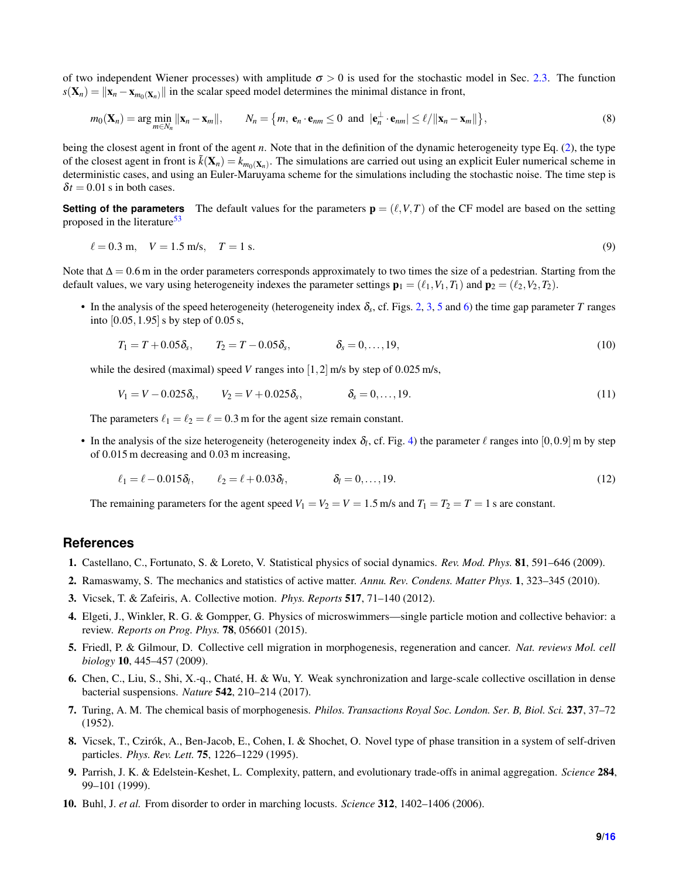of two independent Wiener processes) with amplitude $\sigma > 0$ is used for the stochastic model in Sec. 2.3. The function $s(\mathbf{X}_n) = \|\mathbf{x}_n - \mathbf{x}_{m_0(\mathbf{X}_n)}\|$ in the scalar speed model determines the minimal distance in front,

$$m_0(\mathbf{X}_n) = \arg\min_{m \in N_n} \|\mathbf{x}_n - \mathbf{x}_m\|, \qquad N_n = \big\{m,\ \mathbf{e}_n \cdot \mathbf{e}_{nm} \leq 0 \ \text{ and } \ |\mathbf{e}_n^{\perp} \cdot \mathbf{e}_{nm}| \leq \ell / \|\mathbf{x}_n - \mathbf{x}_m\|\big\}, \tag{8}$$

being the closest agent in front of the agent $n$. Note that in the definition of the dynamic heterogeneity type Eq. (2), the type of the closest agent in front is $\tilde{k}(\mathbf{X}_n) = k_{m_0(\mathbf{X}_n)}$. The simulations are carried out using an explicit Euler numerical scheme in deterministic cases, and using an Euler-Maruyama scheme for the simulations including the stochastic noise. The time step is $\delta t = 0.01$ s in both cases.

**Setting of the parameters** The default values for the parameters $\mathbf{p} = (\ell, V, T)$ of the CF model are based on the setting proposed in the literature[53]

$$\ell = 0.3 \text{ m}, \quad V = 1.5 \text{ m/s}, \quad T = 1 \text{ s}. \tag{9}$$

Note that $\Delta = 0.6$ m in the order parameters corresponds approximately to two times the size of a pedestrian. Starting from the default values, we vary using heterogeneity indexes the parameter settings $\mathbf{p}_1 = (\ell_1, V_1, T_1)$ and $\mathbf{p}_2 = (\ell_2, V_2, T_2)$.

- In the analysis of the speed heterogeneity (heterogeneity index $\delta_s$, cf. Figs. 2, 3, 5 and 6) the time gap parameter $T$ ranges into $[0.05, 1.95]$ s by step of 0.05 s,

$$T_1 = T + 0.05\delta_s, \qquad T_2 = T - 0.05\delta_s, \qquad \delta_s = 0, \ldots, 19, \tag{10}$$

  while the desired (maximal) speed $V$ ranges into $[1, 2]$ m/s by step of 0.025 m/s,

$$V_1 = V - 0.025\delta_s, \qquad V_2 = V + 0.025\delta_s, \qquad \delta_s = 0, \ldots, 19. \tag{11}$$

  The parameters $\ell_1 = \ell_2 = \ell = 0.3$ m for the agent size remain constant.

- In the analysis of the size heterogeneity (heterogeneity index $\delta_l$, cf. Fig. 4) the parameter $\ell$ ranges into $[0, 0.9]$ m by step of 0.015 m decreasing and 0.03 m increasing,

$$\ell_1 = \ell - 0.015\delta_l, \qquad \ell_2 = \ell + 0.03\delta_l, \qquad \delta_l = 0, \ldots, 19. \tag{12}$$

  The remaining parameters for the agent speed $V_1 = V_2 = V = 1.5$ m/s and $T_1 = T_2 = T = 1$ s are constant.

## References

1. Castellano, C., Fortunato, S. & Loreto, V. Statistical physics of social dynamics. *Rev. Mod. Phys.* **81**, 591–646 (2009).
2. Ramaswamy, S. The mechanics and statistics of active matter. *Annu. Rev. Condens. Matter Phys.* **1**, 323–345 (2010).
3. Vicsek, T. & Zafeiris, A. Collective motion. *Phys. Reports* **517**, 71–140 (2012).
4. Elgeti, J., Winkler, R. G. & Gompper, G. Physics of microswimmers—single particle motion and collective behavior: a review. *Reports on Prog. Phys.* **78**, 056601 (2015).
5. Friedl, P. & Gilmour, D. Collective cell migration in morphogenesis, regeneration and cancer. *Nat. reviews Mol. cell biology* **10**, 445–457 (2009).
6. Chen, C., Liu, S., Shi, X.-q., Chaté, H. & Wu, Y. Weak synchronization and large-scale collective oscillation in dense bacterial suspensions. *Nature* **542**, 210–214 (2017).
7. Turing, A. M. The chemical basis of morphogenesis. *Philos. Transactions Royal Soc. London. Ser. B, Biol. Sci.* **237**, 37–72 (1952).
8. Vicsek, T., Czirók, A., Ben-Jacob, E., Cohen, I. & Shochet, O. Novel type of phase transition in a system of self-driven particles. *Phys. Rev. Lett.* **75**, 1226–1229 (1995).
9. Parrish, J. K. & Edelstein-Keshet, L. Complexity, pattern, and evolutionary trade-offs in animal aggregation. *Science* **284**, 99–101 (1999).
10. Buhl, J. *et al.* From disorder to order in marching locusts. *Science* **312**, 1402–1406 (2006).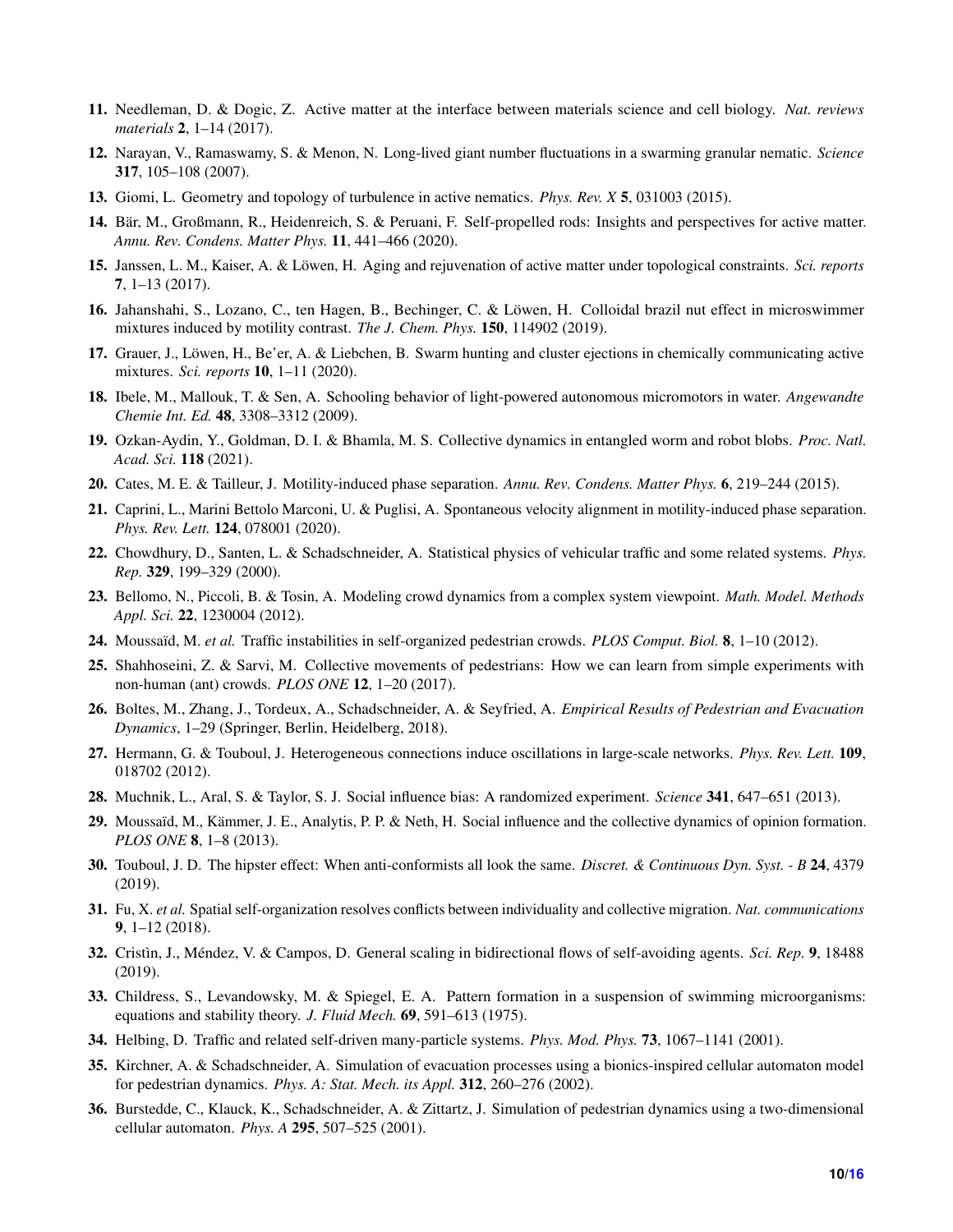11. Needleman, D. & Dogic, Z. Active matter at the interface between materials science and cell biology. *Nat. reviews materials* **2**, 1–14 (2017).
12. Narayan, V., Ramaswamy, S. & Menon, N. Long-lived giant number fluctuations in a swarming granular nematic. *Science* **317**, 105–108 (2007).
13. Giomi, L. Geometry and topology of turbulence in active nematics. *Phys. Rev. X* **5**, 031003 (2015).
14. Bär, M., Großmann, R., Heidenreich, S. & Peruani, F. Self-propelled rods: Insights and perspectives for active matter. *Annu. Rev. Condens. Matter Phys.* **11**, 441–466 (2020).
15. Janssen, L. M., Kaiser, A. & Löwen, H. Aging and rejuvenation of active matter under topological constraints. *Sci. reports* **7**, 1–13 (2017).
16. Jahanshahi, S., Lozano, C., ten Hagen, B., Bechinger, C. & Löwen, H. Colloidal brazil nut effect in microswimmer mixtures induced by motility contrast. *The J. Chem. Phys.* **150**, 114902 (2019).
17. Grauer, J., Löwen, H., Be'er, A. & Liebchen, B. Swarm hunting and cluster ejections in chemically communicating active mixtures. *Sci. reports* **10**, 1–11 (2020).
18. Ibele, M., Mallouk, T. & Sen, A. Schooling behavior of light-powered autonomous micromotors in water. *Angewandte Chemie Int. Ed.* **48**, 3308–3312 (2009).
19. Ozkan-Aydin, Y., Goldman, D. I. & Bhamla, M. S. Collective dynamics in entangled worm and robot blobs. *Proc. Natl. Acad. Sci.* **118** (2021).
20. Cates, M. E. & Tailleur, J. Motility-induced phase separation. *Annu. Rev. Condens. Matter Phys.* **6**, 219–244 (2015).
21. Caprini, L., Marini Bettolo Marconi, U. & Puglisi, A. Spontaneous velocity alignment in motility-induced phase separation. *Phys. Rev. Lett.* **124**, 078001 (2020).
22. Chowdhury, D., Santen, L. & Schadschneider, A. Statistical physics of vehicular traffic and some related systems. *Phys. Rep.* **329**, 199–329 (2000).
23. Bellomo, N., Piccoli, B. & Tosin, A. Modeling crowd dynamics from a complex system viewpoint. *Math. Model. Methods Appl. Sci.* **22**, 1230004 (2012).
24. Moussaïd, M. *et al.* Traffic instabilities in self-organized pedestrian crowds. *PLOS Comput. Biol.* **8**, 1–10 (2012).
25. Shahhoseini, Z. & Sarvi, M. Collective movements of pedestrians: How we can learn from simple experiments with non-human (ant) crowds. *PLOS ONE* **12**, 1–20 (2017).
26. Boltes, M., Zhang, J., Tordeux, A., Schadschneider, A. & Seyfried, A. *Empirical Results of Pedestrian and Evacuation Dynamics*, 1–29 (Springer, Berlin, Heidelberg, 2018).
27. Hermann, G. & Touboul, J. Heterogeneous connections induce oscillations in large-scale networks. *Phys. Rev. Lett.* **109**, 018702 (2012).
28. Muchnik, L., Aral, S. & Taylor, S. J. Social influence bias: A randomized experiment. *Science* **341**, 647–651 (2013).
29. Moussaïd, M., Kämmer, J. E., Analytis, P. P. & Neth, H. Social influence and the collective dynamics of opinion formation. *PLOS ONE* **8**, 1–8 (2013).
30. Touboul, J. D. The hipster effect: When anti-conformists all look the same. *Discret. & Continuous Dyn. Syst. - B* **24**, 4379 (2019).
31. Fu, X. *et al.* Spatial self-organization resolves conflicts between individuality and collective migration. *Nat. communications* **9**, 1–12 (2018).
32. Cristìn, J., Méndez, V. & Campos, D. General scaling in bidirectional flows of self-avoiding agents. *Sci. Rep.* **9**, 18488 (2019).
33. Childress, S., Levandowsky, M. & Spiegel, E. A. Pattern formation in a suspension of swimming microorganisms: equations and stability theory. *J. Fluid Mech.* **69**, 591–613 (1975).
34. Helbing, D. Traffic and related self-driven many-particle systems. *Phys. Mod. Phys.* **73**, 1067–1141 (2001).
35. Kirchner, A. & Schadschneider, A. Simulation of evacuation processes using a bionics-inspired cellular automaton model for pedestrian dynamics. *Phys. A: Stat. Mech. its Appl.* **312**, 260–276 (2002).
36. Burstedde, C., Klauck, K., Schadschneider, A. & Zittartz, J. Simulation of pedestrian dynamics using a two-dimensional cellular automaton. *Phys. A* **295**, 507–525 (2001).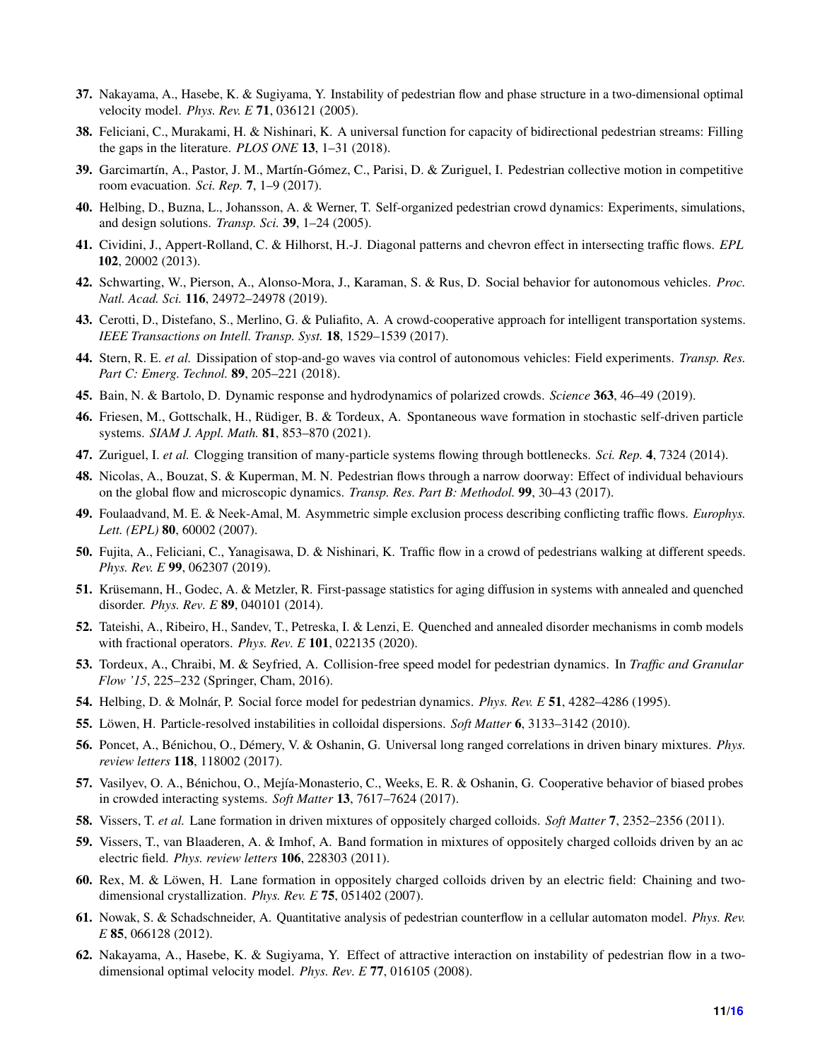37. Nakayama, A., Hasebe, K. & Sugiyama, Y. Instability of pedestrian flow and phase structure in a two-dimensional optimal velocity model. *Phys. Rev. E* **71**, 036121 (2005).

38. Feliciani, C., Murakami, H. & Nishinari, K. A universal function for capacity of bidirectional pedestrian streams: Filling the gaps in the literature. *PLOS ONE* **13**, 1–31 (2018).

39. Garcimartín, A., Pastor, J. M., Martín-Gómez, C., Parisi, D. & Zuriguel, I. Pedestrian collective motion in competitive room evacuation. *Sci. Rep.* **7**, 1–9 (2017).

40. Helbing, D., Buzna, L., Johansson, A. & Werner, T. Self-organized pedestrian crowd dynamics: Experiments, simulations, and design solutions. *Transp. Sci.* **39**, 1–24 (2005).

41. Cividini, J., Appert-Rolland, C. & Hilhorst, H.-J. Diagonal patterns and chevron effect in intersecting traffic flows. *EPL* **102**, 20002 (2013).

42. Schwarting, W., Pierson, A., Alonso-Mora, J., Karaman, S. & Rus, D. Social behavior for autonomous vehicles. *Proc. Natl. Acad. Sci.* **116**, 24972–24978 (2019).

43. Cerotti, D., Distefano, S., Merlino, G. & Puliafito, A. A crowd-cooperative approach for intelligent transportation systems. *IEEE Transactions on Intell. Transp. Syst.* **18**, 1529–1539 (2017).

44. Stern, R. E. *et al.* Dissipation of stop-and-go waves via control of autonomous vehicles: Field experiments. *Transp. Res. Part C: Emerg. Technol.* **89**, 205–221 (2018).

45. Bain, N. & Bartolo, D. Dynamic response and hydrodynamics of polarized crowds. *Science* **363**, 46–49 (2019).

46. Friesen, M., Gottschalk, H., Rüdiger, B. & Tordeux, A. Spontaneous wave formation in stochastic self-driven particle systems. *SIAM J. Appl. Math.* **81**, 853–870 (2021).

47. Zuriguel, I. *et al.* Clogging transition of many-particle systems flowing through bottlenecks. *Sci. Rep.* **4**, 7324 (2014).

48. Nicolas, A., Bouzat, S. & Kuperman, M. N. Pedestrian flows through a narrow doorway: Effect of individual behaviours on the global flow and microscopic dynamics. *Transp. Res. Part B: Methodol.* **99**, 30–43 (2017).

49. Foulaadvand, M. E. & Neek-Amal, M. Asymmetric simple exclusion process describing conflicting traffic flows. *Europhys. Lett. (EPL)* **80**, 60002 (2007).

50. Fujita, A., Feliciani, C., Yanagisawa, D. & Nishinari, K. Traffic flow in a crowd of pedestrians walking at different speeds. *Phys. Rev. E* **99**, 062307 (2019).

51. Krüsemann, H., Godec, A. & Metzler, R. First-passage statistics for aging diffusion in systems with annealed and quenched disorder. *Phys. Rev. E* **89**, 040101 (2014).

52. Tateishi, A., Ribeiro, H., Sandev, T., Petreska, I. & Lenzi, E. Quenched and annealed disorder mechanisms in comb models with fractional operators. *Phys. Rev. E* **101**, 022135 (2020).

53. Tordeux, A., Chraibi, M. & Seyfried, A. Collision-free speed model for pedestrian dynamics. In *Traffic and Granular Flow '15*, 225–232 (Springer, Cham, 2016).

54. Helbing, D. & Molnár, P. Social force model for pedestrian dynamics. *Phys. Rev. E* **51**, 4282–4286 (1995).

55. Löwen, H. Particle-resolved instabilities in colloidal dispersions. *Soft Matter* **6**, 3133–3142 (2010).

56. Poncet, A., Bénichou, O., Démery, V. & Oshanin, G. Universal long ranged correlations in driven binary mixtures. *Phys. review letters* **118**, 118002 (2017).

57. Vasilyev, O. A., Bénichou, O., Mejía-Monasterio, C., Weeks, E. R. & Oshanin, G. Cooperative behavior of biased probes in crowded interacting systems. *Soft Matter* **13**, 7617–7624 (2017).

58. Vissers, T. *et al.* Lane formation in driven mixtures of oppositely charged colloids. *Soft Matter* **7**, 2352–2356 (2011).

59. Vissers, T., van Blaaderen, A. & Imhof, A. Band formation in mixtures of oppositely charged colloids driven by an ac electric field. *Phys. review letters* **106**, 228303 (2011).

60. Rex, M. & Löwen, H. Lane formation in oppositely charged colloids driven by an electric field: Chaining and two-dimensional crystallization. *Phys. Rev. E* **75**, 051402 (2007).

61. Nowak, S. & Schadschneider, A. Quantitative analysis of pedestrian counterflow in a cellular automaton model. *Phys. Rev. E* **85**, 066128 (2012).

62. Nakayama, A., Hasebe, K. & Sugiyama, Y. Effect of attractive interaction on instability of pedestrian flow in a two-dimensional optimal velocity model. *Phys. Rev. E* **77**, 016105 (2008).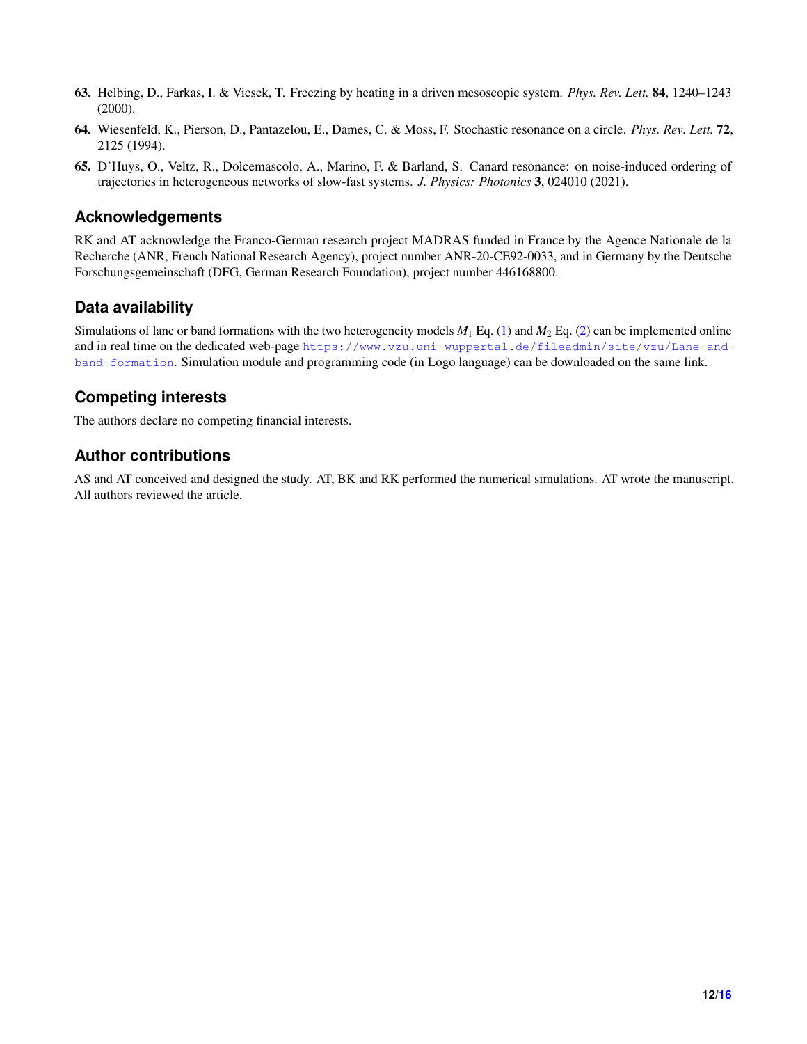63. Helbing, D., Farkas, I. & Vicsek, T. Freezing by heating in a driven mesoscopic system. *Phys. Rev. Lett.* **84**, 1240–1243 (2000).

64. Wiesenfeld, K., Pierson, D., Pantazelou, E., Dames, C. & Moss, F. Stochastic resonance on a circle. *Phys. Rev. Lett.* **72**, 2125 (1994).

65. D'Huys, O., Veltz, R., Dolcemascolo, A., Marino, F. & Barland, S. Canard resonance: on noise-induced ordering of trajectories in heterogeneous networks of slow-fast systems. *J. Physics: Photonics* **3**, 024010 (2021).

## Acknowledgements

RK and AT acknowledge the Franco-German research project MADRAS funded in France by the Agence Nationale de la Recherche (ANR, French National Research Agency), project number ANR-20-CE92-0033, and in Germany by the Deutsche Forschungsgemeinschaft (DFG, German Research Foundation), project number 446168800.

## Data availability

Simulations of lane or band formations with the two heterogeneity models $M_1$ Eq. (1) and $M_2$ Eq. (2) can be implemented online and in real time on the dedicated web-page https://www.vzu.uni-wuppertal.de/fileadmin/site/vzu/Lane-and-band-formation. Simulation module and programming code (in Logo language) can be downloaded on the same link.

## Competing interests

The authors declare no competing financial interests.

## Author contributions

AS and AT conceived and designed the study. AT, BK and RK performed the numerical simulations. AT wrote the manuscript. All authors reviewed the article.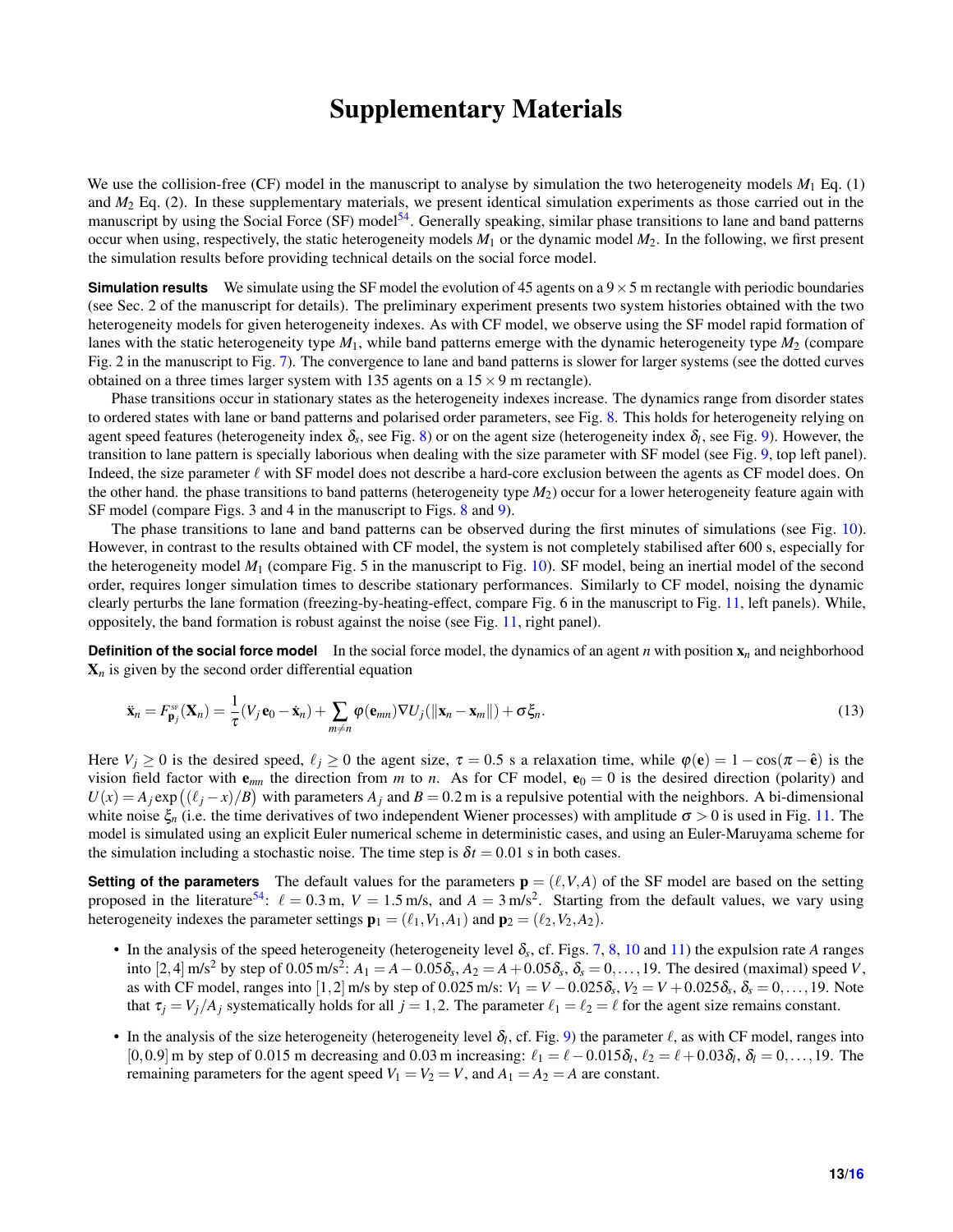# Supplementary Materials

We use the collision-free (CF) model in the manuscript to analyse by simulation the two heterogeneity models $M_1$ Eq. (1) and $M_2$ Eq. (2). In these supplementary materials, we present identical simulation experiments as those carried out in the manuscript by using the Social Force (SF) model[54]. Generally speaking, similar phase transitions to lane and band patterns occur when using, respectively, the static heterogeneity models $M_1$ or the dynamic model $M_2$. In the following, we first present the simulation results before providing technical details on the social force model.

**Simulation results** We simulate using the SF model the evolution of 45 agents on a $9 \times 5$ m rectangle with periodic boundaries (see Sec. 2 of the manuscript for details). The preliminary experiment presents two system histories obtained with the two heterogeneity models for given heterogeneity indexes. As with CF model, we observe using the SF model rapid formation of lanes with the static heterogeneity type $M_1$, while band patterns emerge with the dynamic heterogeneity type $M_2$ (compare Fig. 2 in the manuscript to Fig. 7). The convergence to lane and band patterns is slower for larger systems (see the dotted curves obtained on a three times larger system with 135 agents on a $15 \times 9$ m rectangle).

Phase transitions occur in stationary states as the heterogeneity indexes increase. The dynamics range from disorder states to ordered states with lane or band patterns and polarised order parameters, see Fig. 8. This holds for heterogeneity relying on agent speed features (heterogeneity index $\delta_s$, see Fig. 8) or on the agent size (heterogeneity index $\delta_l$, see Fig. 9). However, the transition to lane pattern is specially laborious when dealing with the size parameter with SF model (see Fig. 9, top left panel). Indeed, the size parameter $\ell$ with SF model does not describe a hard-core exclusion between the agents as CF model does. On the other hand. the phase transitions to band patterns (heterogeneity type $M_2$) occur for a lower heterogeneity feature again with SF model (compare Figs. 3 and 4 in the manuscript to Figs. 8 and 9).

The phase transitions to lane and band patterns can be observed during the first minutes of simulations (see Fig. 10). However, in contrast to the results obtained with CF model, the system is not completely stabilised after 600 s, especially for the heterogeneity model $M_1$ (compare Fig. 5 in the manuscript to Fig. 10). SF model, being an inertial model of the second order, requires longer simulation times to describe stationary performances. Similarly to CF model, noising the dynamic clearly perturbs the lane formation (freezing-by-heating-effect, compare Fig. 6 in the manuscript to Fig. 11, left panels). While, oppositely, the band formation is robust against the noise (see Fig. 11, right panel).

**Definition of the social force model** In the social force model, the dynamics of an agent $n$ with position $\mathbf{x}_n$ and neighborhood $\mathbf{X}_n$ is given by the second order differential equation

$$\ddot{\mathbf{x}}_n = F^{\text{SF}}_{\mathbf{p}_j}(\mathbf{X}_n) = \frac{1}{\tau}(V_j\,\mathbf{e}_0 - \dot{\mathbf{x}}_n) + \sum_{m \neq n} \varphi(\mathbf{e}_{mn}) \nabla U_j(\|\mathbf{x}_n - \mathbf{x}_m\|) + \sigma \xi_n. \tag{13}$$

Here $V_j \geq 0$ is the desired speed, $\ell_j \geq 0$ the agent size, $\tau = 0.5$ s a relaxation time, while $\varphi(\mathbf{e}) = 1 - \cos(\pi - \hat{\mathbf{e}})$ is the vision field factor with $\mathbf{e}_{mn}$ the direction from $m$ to $n$. As for CF model, $\mathbf{e}_0 = 0$ is the desired direction (polarity) and $U(x) = A_j \exp\big((\ell_j - x)/B\big)$ with parameters $A_j$ and $B = 0.2$ m is a repulsive potential with the neighbors. A bi-dimensional white noise $\xi_n$ (i.e. the time derivatives of two independent Wiener processes) with amplitude $\sigma > 0$ is used in Fig. 11. The model is simulated using an explicit Euler numerical scheme in deterministic cases, and using an Euler-Maruyama scheme for the simulation including a stochastic noise. The time step is $\delta t = 0.01$ s in both cases.

**Setting of the parameters** The default values for the parameters $\mathbf{p} = (\ell, V, A)$ of the SF model are based on the setting proposed in the literature[54]: $\ell = 0.3$ m, $V = 1.5$ m/s, and $A = 3$ m/s$^2$. Starting from the default values, we vary using heterogeneity indexes the parameter settings $\mathbf{p}_1 = (\ell_1, V_1, A_1)$ and $\mathbf{p}_2 = (\ell_2, V_2, A_2)$.

- In the analysis of the speed heterogeneity (heterogeneity level $\delta_s$, cf. Figs. 7, 8, 10 and 11) the expulsion rate $A$ ranges into $[2,4]$ m/s$^2$ by step of 0.05 m/s$^2$: $A_1 = A - 0.05\delta_s$, $A_2 = A + 0.05\delta_s$, $\delta_s = 0, \ldots, 19$. The desired (maximal) speed $V$, as with CF model, ranges into $[1,2]$ m/s by step of 0.025 m/s: $V_1 = V - 0.025\delta_s$, $V_2 = V + 0.025\delta_s$, $\delta_s = 0, \ldots, 19$. Note that $\tau_j = V_j/A_j$ systematically holds for all $j = 1, 2$. The parameter $\ell_1 = \ell_2 = \ell$ for the agent size remains constant.
- In the analysis of the size heterogeneity (heterogeneity level $\delta_l$, cf. Fig. 9) the parameter $\ell$, as with CF model, ranges into $[0, 0.9]$ m by step of 0.015 m decreasing and 0.03 m increasing: $\ell_1 = \ell - 0.015\delta_l$, $\ell_2 = \ell + 0.03\delta_l$, $\delta_l = 0, \ldots, 19$. The remaining parameters for the agent speed $V_1 = V_2 = V$, and $A_1 = A_2 = A$ are constant.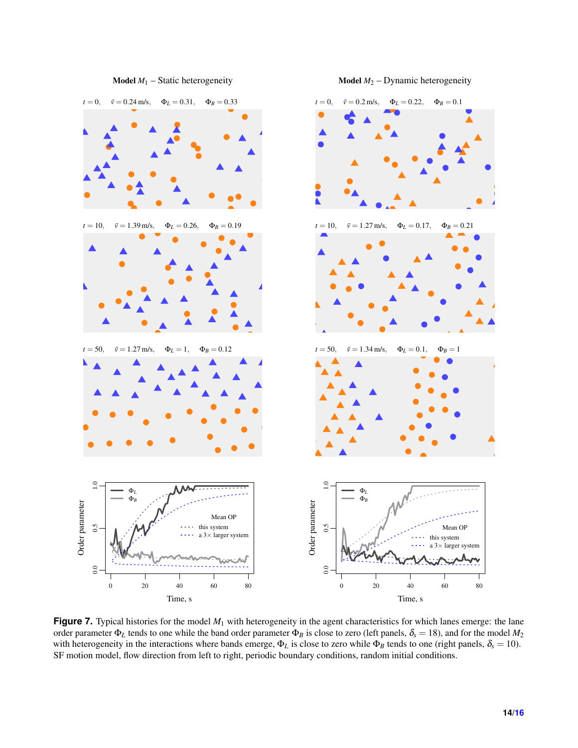**Figure 7.** Typical histories for the model $M_1$ with heterogeneity in the agent characteristics for which lanes emerge: the lane order parameter $\Phi_L$ tends to one while the band order parameter $\Phi_B$ is close to zero (left panels, $\delta_s = 18$), and for the model $M_2$ with heterogeneity in the interactions where bands emerge, $\Phi_L$ is close to zero while $\Phi_B$ tends to one (right panels, $\delta_s = 10$). SF motion model, flow direction from left to right, periodic boundary conditions, random initial conditions.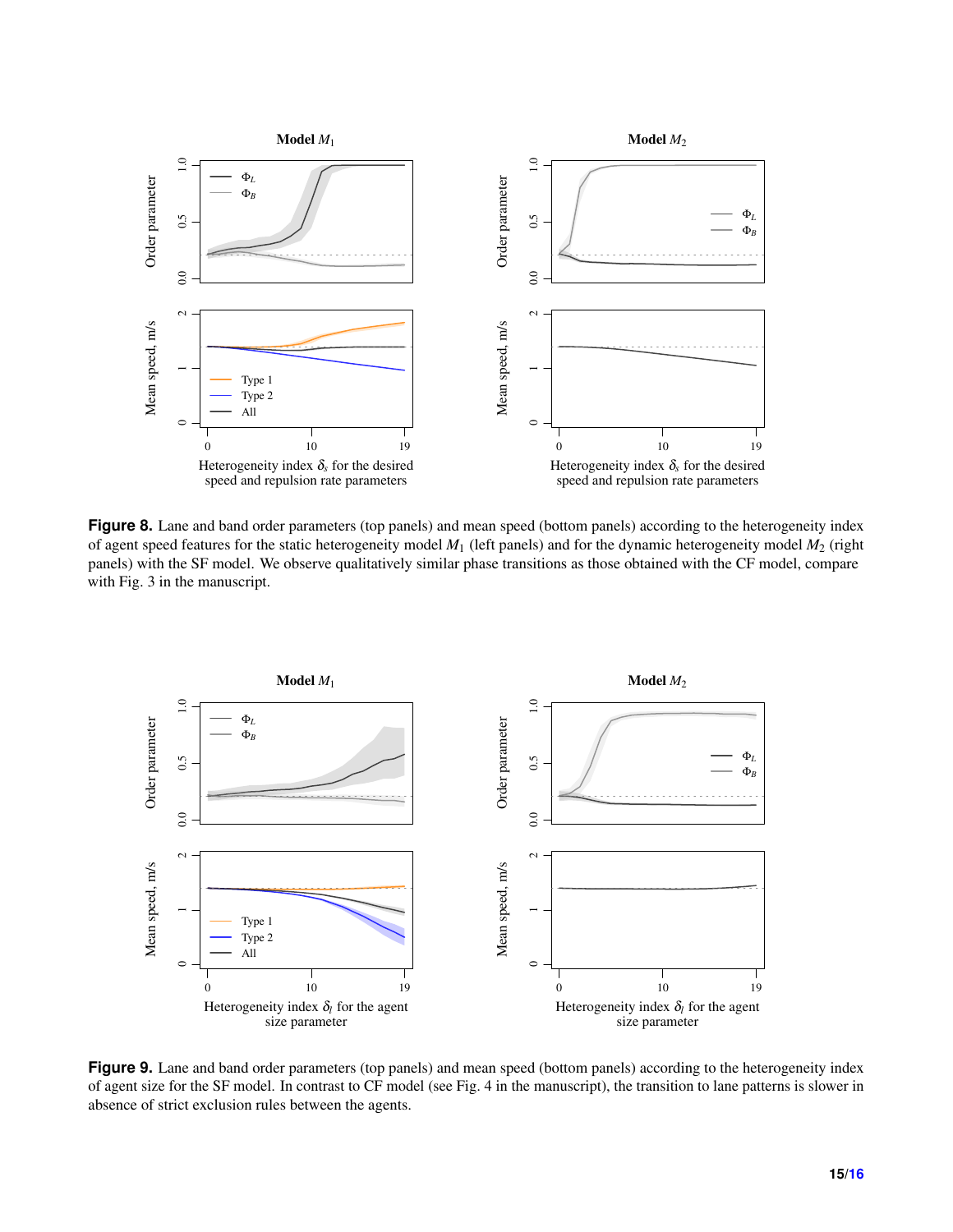**Figure 8.** Lane and band order parameters (top panels) and mean speed (bottom panels) according to the heterogeneity index of agent speed features for the static heterogeneity model $M_1$ (left panels) and for the dynamic heterogeneity model $M_2$ (right panels) with the SF model. We observe qualitatively similar phase transitions as those obtained with the CF model, compare with Fig. 3 in the manuscript.

**Figure 9.** Lane and band order parameters (top panels) and mean speed (bottom panels) according to the heterogeneity index of agent size for the SF model. In contrast to CF model (see Fig. 4 in the manuscript), the transition to lane patterns is slower in absence of strict exclusion rules between the agents.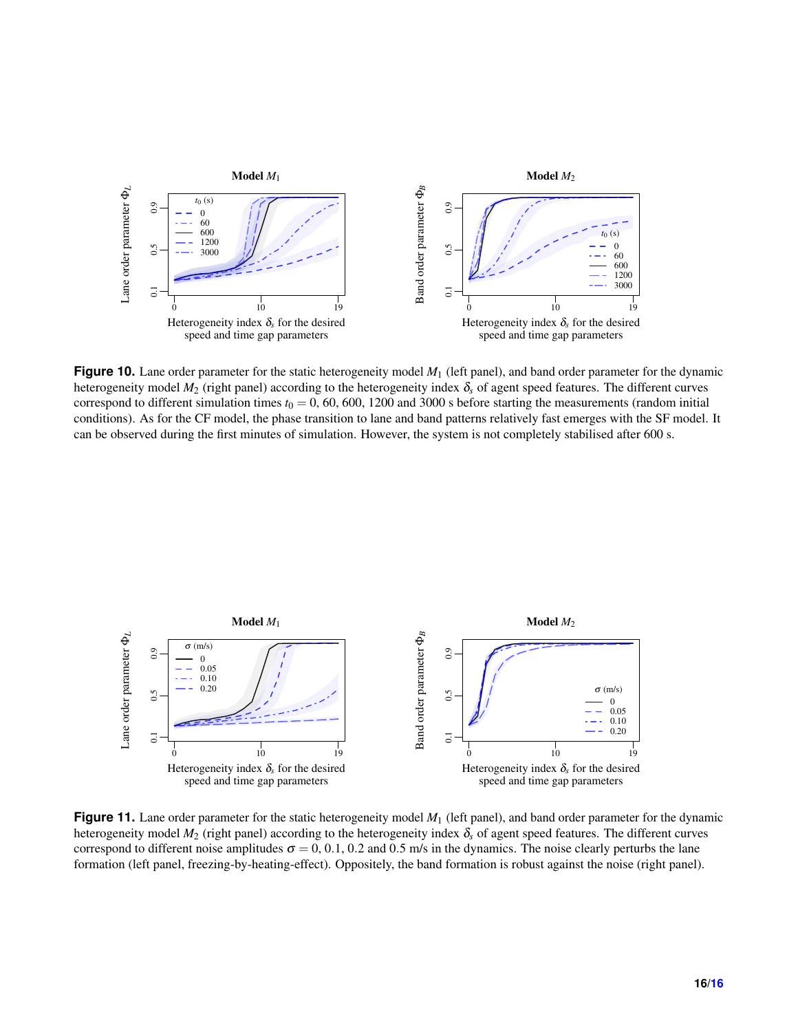Model $M_1$

Lane order parameter $\Phi_L$

$t_0$ (s)
0
60
600
1200
3000

0.1
0.5
0.9

0
10
19

Heterogeneity index $\delta_s$ for the desired speed and time gap parameters

Model $M_2$

Band order parameter $\Phi_B$

$t_0$ (s)
0
60
600
1200
3000

0.1
0.5
0.9

0
10
19

Heterogeneity index $\delta_s$ for the desired speed and time gap parameters

**Figure 10.** Lane order parameter for the static heterogeneity model $M_1$ (left panel), and band order parameter for the dynamic heterogeneity model $M_2$ (right panel) according to the heterogeneity index $\delta_s$ of agent speed features. The different curves correspond to different simulation times $t_0 = 0$, 60, 600, 1200 and 3000 s before starting the measurements (random initial conditions). As for the CF model, the phase transition to lane and band patterns relatively fast emerges with the SF model. It can be observed during the first minutes of simulation. However, the system is not completely stabilised after 600 s.

Model $M_1$

Lane order parameter $\Phi_L$

$\sigma$ (m/s)
0
0.05
0.10
0.20

0.1
0.5
0.9

0
10
19

Heterogeneity index $\delta_s$ for the desired speed and time gap parameters

Model $M_2$

Band order parameter $\Phi_B$

$\sigma$ (m/s)
0
0.05
0.10
0.20

0.1
0.5
0.9

0
10
19

Heterogeneity index $\delta_s$ for the desired speed and time gap parameters

**Figure 11.** Lane order parameter for the static heterogeneity model $M_1$ (left panel), and band order parameter for the dynamic heterogeneity model $M_2$ (right panel) according to the heterogeneity index $\delta_s$ of agent speed features. The different curves correspond to different noise amplitudes $\sigma = 0$, 0.1, 0.2 and 0.5 m/s in the dynamics. The noise clearly perturbs the lane formation (left panel, freezing-by-heating-effect). Oppositely, the band formation is robust against the noise (right panel).